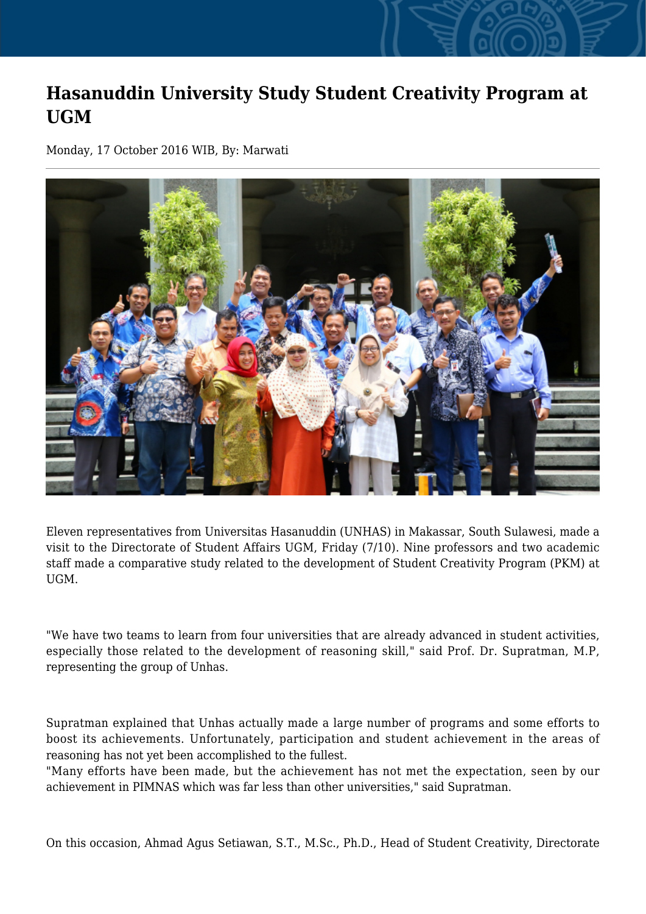# Hasanuddin University Study Student Creativity Program at UGM

Monday, 17 October 2016 WIB, By: Marwati

Eleven representatives from Universitas Hasanuddin (UNHAS) in Makassar, South Sulawesi, made a visit to the Directorate of Student Affairs UGM, Friday (7/10). Nine professors and two academic staff made a comparative study related to the development of Student Creativity Program (PKM) at UGM.

"We have two teams to learn from four universities that are already advanced in student activities, especially those related to the development of reasoning skill," said Prof. Dr. Supratman, M.P, representing the group of Unhas.

Supratman explained that Unhas actually made a large number of programs and some efforts to boost its achievements. Unfortunately, participation and student achievement in the areas of reasoning has not yet been accomplished to the fullest.
"Many efforts have been made, but the achievement has not met the expectation, seen by our achievement in PIMNAS which was far less than other universities," said Supratman.

On this occasion, Ahmad Agus Setiawan, S.T., M.Sc., Ph.D., Head of Student Creativity, Directorate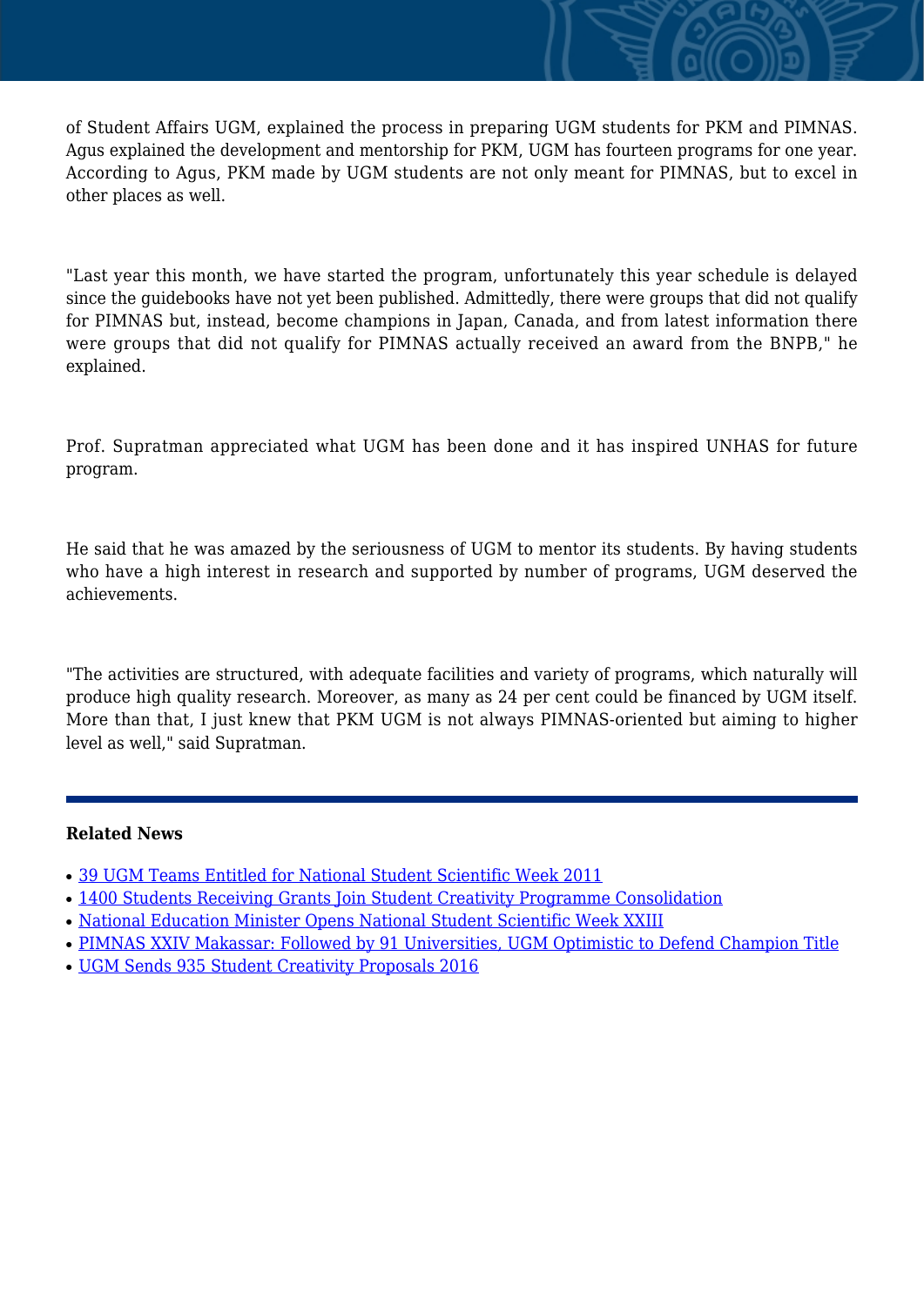of Student Affairs UGM, explained the process in preparing UGM students for PKM and PIMNAS. Agus explained the development and mentorship for PKM, UGM has fourteen programs for one year. According to Agus, PKM made by UGM students are not only meant for PIMNAS, but to excel in other places as well.

"Last year this month, we have started the program, unfortunately this year schedule is delayed since the guidebooks have not yet been published. Admittedly, there were groups that did not qualify for PIMNAS but, instead, become champions in Japan, Canada, and from latest information there were groups that did not qualify for PIMNAS actually received an award from the BNPB," he explained.

Prof. Supratman appreciated what UGM has been done and it has inspired UNHAS for future program.

He said that he was amazed by the seriousness of UGM to mentor its students. By having students who have a high interest in research and supported by number of programs, UGM deserved the achievements.

"The activities are structured, with adequate facilities and variety of programs, which naturally will produce high quality research. Moreover, as many as 24 per cent could be financed by UGM itself. More than that, I just knew that PKM UGM is not always PIMNAS-oriented but aiming to higher level as well," said Supratman.

---

**Related News**

- 39 UGM Teams Entitled for National Student Scientific Week 2011
- 1400 Students Receiving Grants Join Student Creativity Programme Consolidation
- National Education Minister Opens National Student Scientific Week XXIII
- PIMNAS XXIV Makassar: Followed by 91 Universities, UGM Optimistic to Defend Champion Title
- UGM Sends 935 Student Creativity Proposals 2016